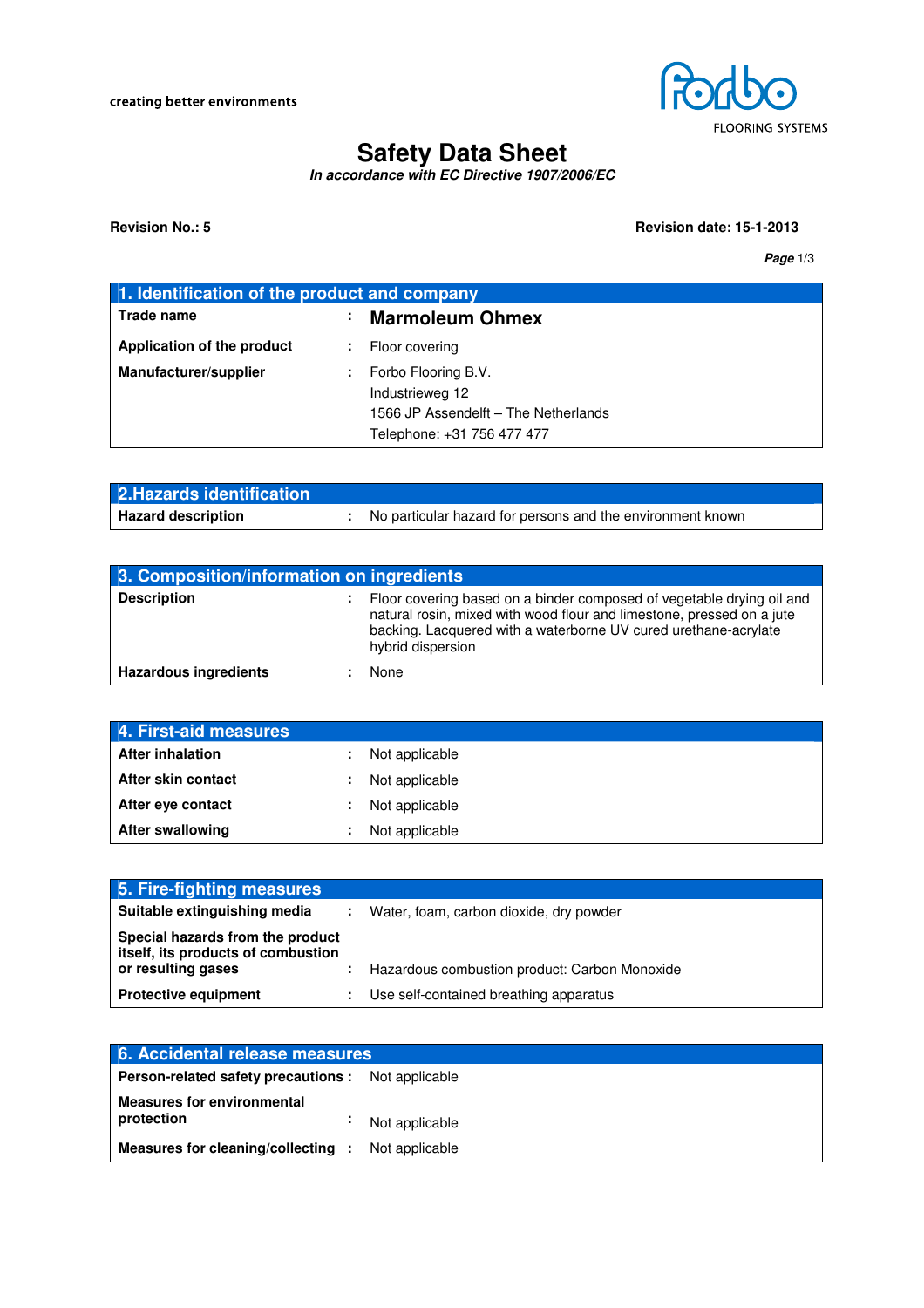creating better environments

FLOORING SYSTEMS

# Safety Data Sheet

***In accordance with EC Directive 1907/2006/EC***

**Revision No.: 5** **Revision date: 15-1-2013**

## 1. Identification of the product and company

| | | |
|---|---|---|
| **Trade name** | : | **Marmoleum Ohmex** |
| **Application of the product** | : | Floor covering |
| **Manufacturer/supplier** | : | Forbo Flooring B.V.<br>Industrieweg 12<br>1566 JP Assendelft – The Netherlands<br>Telephone: +31 756 477 477 |

## 2.Hazards identification

| | | |
|---|---|---|
| **Hazard description** | : | No particular hazard for persons and the environment known |

## 3. Composition/information on ingredients

| | | |
|---|---|---|
| **Description** | : | Floor covering based on a binder composed of vegetable drying oil and natural rosin, mixed with wood flour and limestone, pressed on a jute backing. Lacquered with a waterborne UV cured urethane-acrylate hybrid dispersion |
| **Hazardous ingredients** | : | None |

## 4. First-aid measures

| | | |
|---|---|---|
| **After inhalation** | : | Not applicable |
| **After skin contact** | : | Not applicable |
| **After eye contact** | : | Not applicable |
| **After swallowing** | : | Not applicable |

## 5. Fire-fighting measures

| | | |
|---|---|---|
| **Suitable extinguishing media** | : | Water, foam, carbon dioxide, dry powder |
| **Special hazards from the product itself, its products of combustion or resulting gases** | : | Hazardous combustion product: Carbon Monoxide |
| **Protective equipment** | : | Use self-contained breathing apparatus |

## 6. Accidental release measures

| | | |
|---|---|---|
| **Person-related safety precautions** | : | Not applicable |
| **Measures for environmental protection** | : | Not applicable |
| **Measures for cleaning/collecting** | : | Not applicable |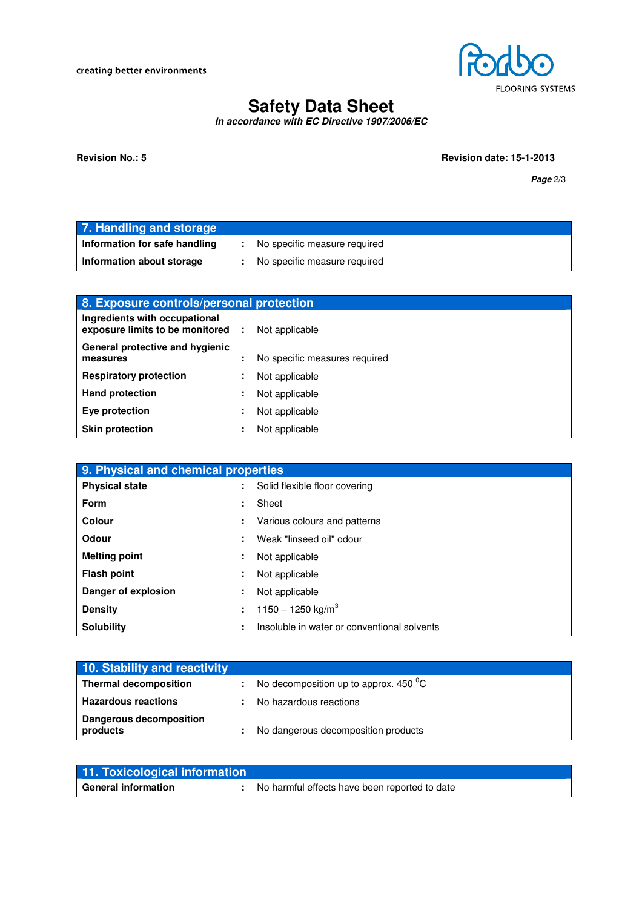## 7. Handling and storage

| | |
|---|---|
| **Information for safe handling** | No specific measure required |
| **Information about storage** | No specific measure required |

## 8. Exposure controls/personal protection

| | |
|---|---|
| **Ingredients with occupational exposure limits to be monitored** | Not applicable |
| **General protective and hygienic measures** | No specific measures required |
| **Respiratory protection** | Not applicable |
| **Hand protection** | Not applicable |
| **Eye protection** | Not applicable |
| **Skin protection** | Not applicable |

## 9. Physical and chemical properties

| | |
|---|---|
| **Physical state** | Solid flexible floor covering |
| **Form** | Sheet |
| **Colour** | Various colours and patterns |
| **Odour** | Weak "linseed oil" odour |
| **Melting point** | Not applicable |
| **Flash point** | Not applicable |
| **Danger of explosion** | Not applicable |
| **Density** | 1150 – 1250 $kg/m^3$ |
| **Solubility** | Insoluble in water or conventional solvents |

## 10. Stability and reactivity

| | |
|---|---|
| **Thermal decomposition** | No decomposition up to approx. 450 $^0C$ |
| **Hazardous reactions** | No hazardous reactions |
| **Dangerous decomposition products** | No dangerous decomposition products |

## 11. Toxicological information

| | |
|---|---|
| **General information** | No harmful effects have been reported to date |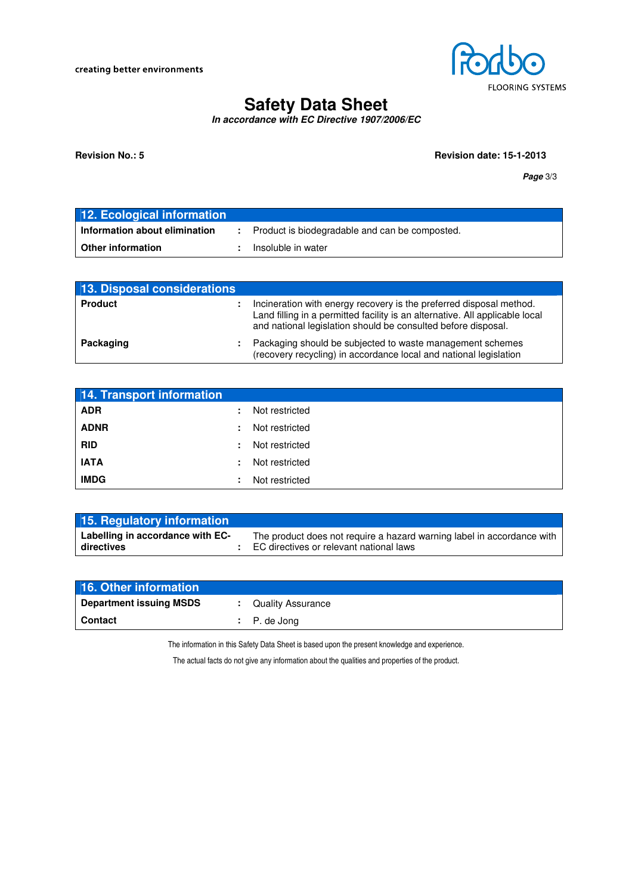## 12. Ecological information

| | | |
|---|---|---|
| **Information about elimination** | : | Product is biodegradable and can be composted. |
| **Other information** | : | Insoluble in water |

## 13. Disposal considerations

| | | |
|---|---|---|
| **Product** | : | Incineration with energy recovery is the preferred disposal method. Land filling in a permitted facility is an alternative. All applicable local and national legislation should be consulted before disposal. |
| **Packaging** | : | Packaging should be subjected to waste management schemes (recovery recycling) in accordance local and national legislation |

## 14. Transport information

| | | |
|---|---|---|
| **ADR** | : | Not restricted |
| **ADNR** | : | Not restricted |
| **RID** | : | Not restricted |
| **IATA** | : | Not restricted |
| **IMDG** | : | Not restricted |

## 15. Regulatory information

| | | |
|---|---|---|
| **Labelling in accordance with EC-directives** | : | The product does not require a hazard warning label in accordance with EC directives or relevant national laws |

## 16. Other information

| | | |
|---|---|---|
| **Department issuing MSDS** | : | Quality Assurance |
| **Contact** | : | P. de Jong |

The information in this Safety Data Sheet is based upon the present knowledge and experience.

The actual facts do not give any information about the qualities and properties of the product.